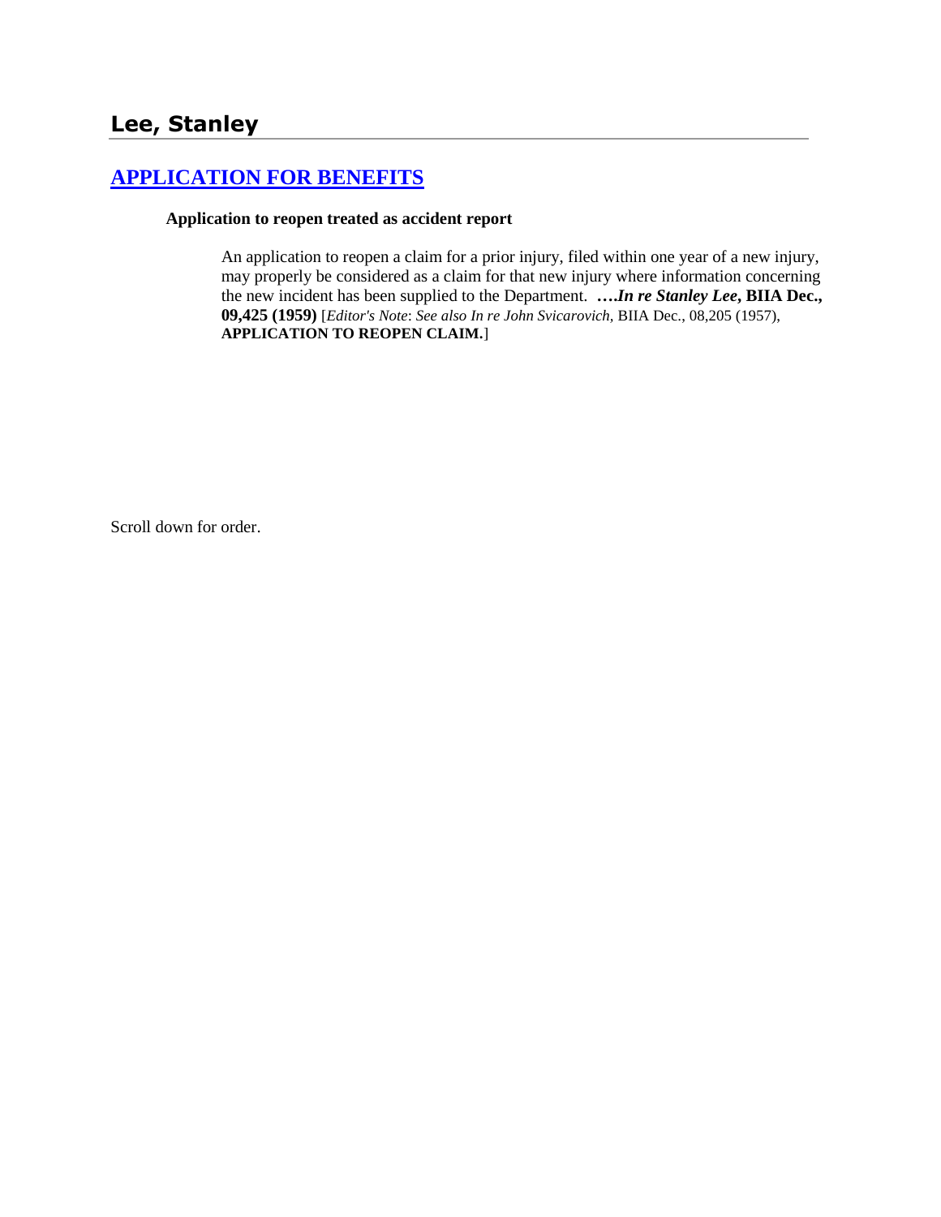# Lee, Stanley

## [APPLICATION FOR BENEFITS]

### Application to reopen treated as accident report

An application to reopen a claim for a prior injury, filed within one year of a new injury, may properly be considered as a claim for that new injury where information concerning the new incident has been supplied to the Department. **….*In re Stanley Lee*, BIIA Dec., 09,425 (1959)** [*Editor's Note*: *See also In re John Svicarovich,* BIIA Dec., 08,205 (1957), **APPLICATION TO REOPEN CLAIM.**]

Scroll down for order.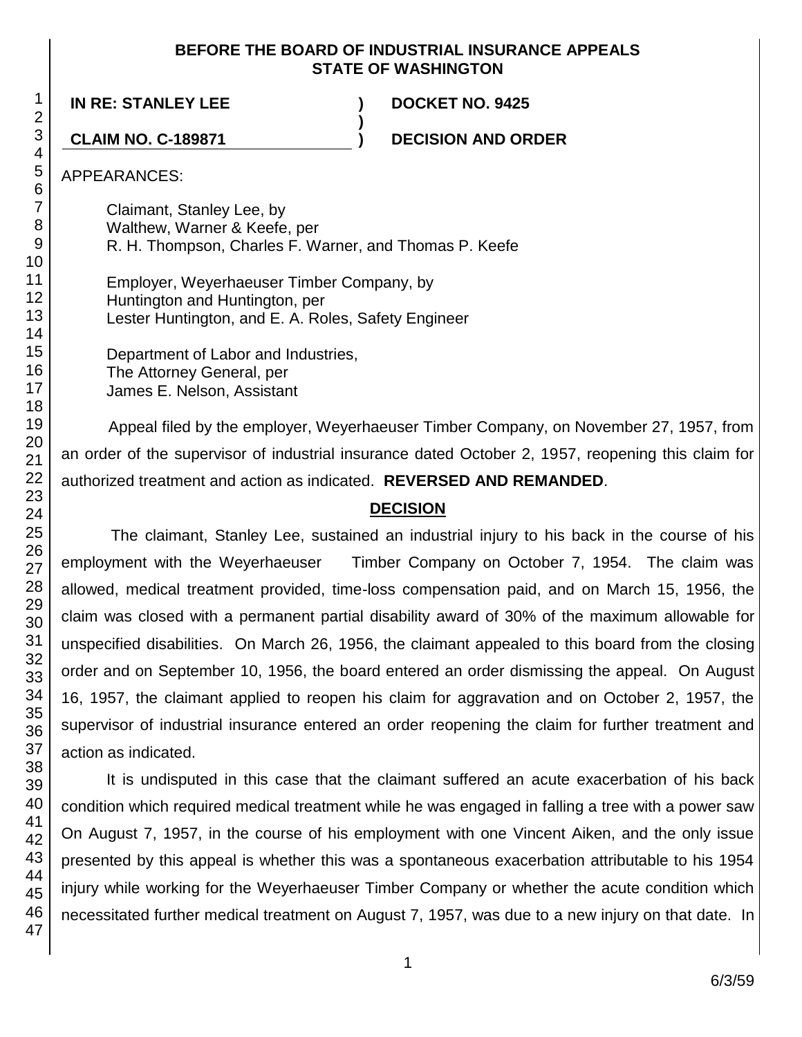**BEFORE THE BOARD OF INDUSTRIAL INSURANCE APPEALS STATE OF WASHINGTON**

**IN RE: STANLEY LEE** ) **DOCKET NO. 9425**
)
**CLAIM NO. C-189871** ) **DECISION AND ORDER**

APPEARANCES:

Claimant, Stanley Lee, by
Walthew, Warner & Keefe, per
R. H. Thompson, Charles F. Warner, and Thomas P. Keefe

Employer, Weyerhaeuser Timber Company, by
Huntington and Huntington, per
Lester Huntington, and E. A. Roles, Safety Engineer

Department of Labor and Industries,
The Attorney General, per
James E. Nelson, Assistant

Appeal filed by the employer, Weyerhaeuser Timber Company, on November 27, 1957, from an order of the supervisor of industrial insurance dated October 2, 1957, reopening this claim for authorized treatment and action as indicated. **REVERSED AND REMANDED**.

## DECISION

The claimant, Stanley Lee, sustained an industrial injury to his back in the course of his employment with the Weyerhaeuser Timber Company on October 7, 1954. The claim was allowed, medical treatment provided, time-loss compensation paid, and on March 15, 1956, the claim was closed with a permanent partial disability award of 30% of the maximum allowable for unspecified disabilities. On March 26, 1956, the claimant appealed to this board from the closing order and on September 10, 1956, the board entered an order dismissing the appeal. On August 16, 1957, the claimant applied to reopen his claim for aggravation and on October 2, 1957, the supervisor of industrial insurance entered an order reopening the claim for further treatment and action as indicated.

It is undisputed in this case that the claimant suffered an acute exacerbation of his back condition which required medical treatment while he was engaged in falling a tree with a power saw On August 7, 1957, in the course of his employment with one Vincent Aiken, and the only issue presented by this appeal is whether this was a spontaneous exacerbation attributable to his 1954 injury while working for the Weyerhaeuser Timber Company or whether the acute condition which necessitated further medical treatment on August 7, 1957, was due to a new injury on that date. In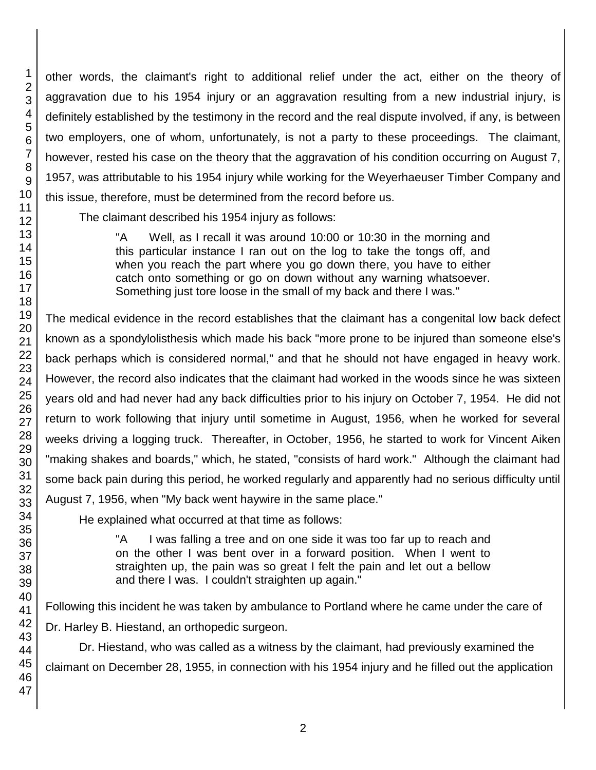other words, the claimant's right to additional relief under the act, either on the theory of aggravation due to his 1954 injury or an aggravation resulting from a new industrial injury, is definitely established by the testimony in the record and the real dispute involved, if any, is between two employers, one of whom, unfortunately, is not a party to these proceedings. The claimant, however, rested his case on the theory that the aggravation of his condition occurring on August 7, 1957, was attributable to his 1954 injury while working for the Weyerhaeuser Timber Company and this issue, therefore, must be determined from the record before us.

The claimant described his 1954 injury as follows:

> "A Well, as I recall it was around 10:00 or 10:30 in the morning and this particular instance I ran out on the log to take the tongs off, and when you reach the part where you go down there, you have to either catch onto something or go on down without any warning whatsoever. Something just tore loose in the small of my back and there I was."

The medical evidence in the record establishes that the claimant has a congenital low back defect known as a spondylolisthesis which made his back "more prone to be injured than someone else's back perhaps which is considered normal," and that he should not have engaged in heavy work. However, the record also indicates that the claimant had worked in the woods since he was sixteen years old and had never had any back difficulties prior to his injury on October 7, 1954. He did not return to work following that injury until sometime in August, 1956, when he worked for several weeks driving a logging truck. Thereafter, in October, 1956, he started to work for Vincent Aiken "making shakes and boards," which, he stated, "consists of hard work." Although the claimant had some back pain during this period, he worked regularly and apparently had no serious difficulty until August 7, 1956, when "My back went haywire in the same place."

He explained what occurred at that time as follows:

> "A I was falling a tree and on one side it was too far up to reach and on the other I was bent over in a forward position. When I went to straighten up, the pain was so great I felt the pain and let out a bellow and there I was. I couldn't straighten up again."

Following this incident he was taken by ambulance to Portland where he came under the care of Dr. Harley B. Hiestand, an orthopedic surgeon.

Dr. Hiestand, who was called as a witness by the claimant, had previously examined the claimant on December 28, 1955, in connection with his 1954 injury and he filled out the application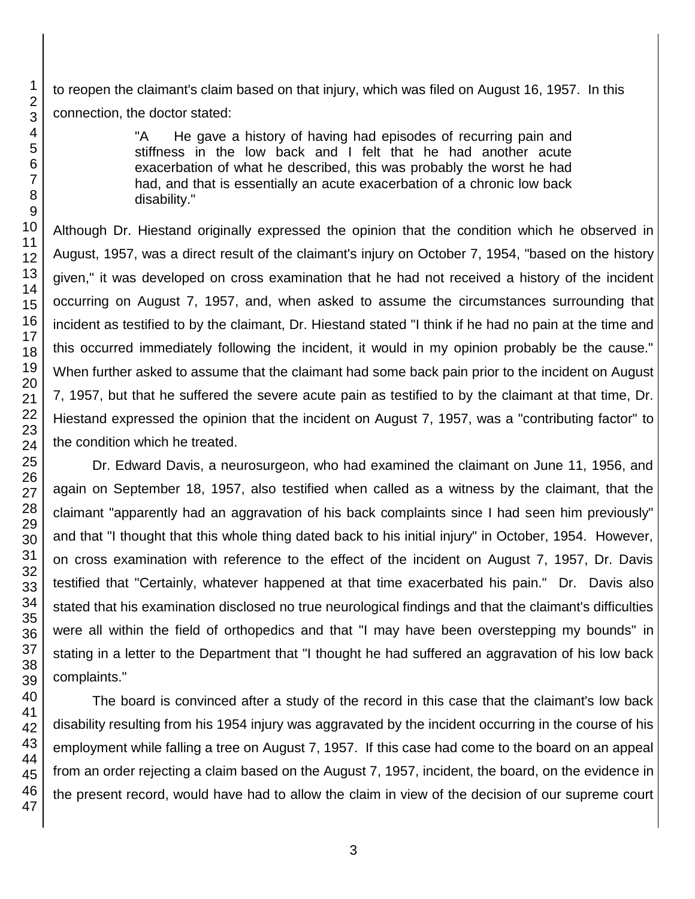to reopen the claimant's claim based on that injury, which was filed on August 16, 1957. In this connection, the doctor stated:

> "A He gave a history of having had episodes of recurring pain and stiffness in the low back and I felt that he had another acute exacerbation of what he described, this was probably the worst he had had, and that is essentially an acute exacerbation of a chronic low back disability."

Although Dr. Hiestand originally expressed the opinion that the condition which he observed in August, 1957, was a direct result of the claimant's injury on October 7, 1954, "based on the history given," it was developed on cross examination that he had not received a history of the incident occurring on August 7, 1957, and, when asked to assume the circumstances surrounding that incident as testified to by the claimant, Dr. Hiestand stated "I think if he had no pain at the time and this occurred immediately following the incident, it would in my opinion probably be the cause." When further asked to assume that the claimant had some back pain prior to the incident on August 7, 1957, but that he suffered the severe acute pain as testified to by the claimant at that time, Dr. Hiestand expressed the opinion that the incident on August 7, 1957, was a "contributing factor" to the condition which he treated.

Dr. Edward Davis, a neurosurgeon, who had examined the claimant on June 11, 1956, and again on September 18, 1957, also testified when called as a witness by the claimant, that the claimant "apparently had an aggravation of his back complaints since I had seen him previously" and that "I thought that this whole thing dated back to his initial injury" in October, 1954. However, on cross examination with reference to the effect of the incident on August 7, 1957, Dr. Davis testified that "Certainly, whatever happened at that time exacerbated his pain." Dr. Davis also stated that his examination disclosed no true neurological findings and that the claimant's difficulties were all within the field of orthopedics and that "I may have been overstepping my bounds" in stating in a letter to the Department that "I thought he had suffered an aggravation of his low back complaints."

The board is convinced after a study of the record in this case that the claimant's low back disability resulting from his 1954 injury was aggravated by the incident occurring in the course of his employment while falling a tree on August 7, 1957. If this case had come to the board on an appeal from an order rejecting a claim based on the August 7, 1957, incident, the board, on the evidence in the present record, would have had to allow the claim in view of the decision of our supreme court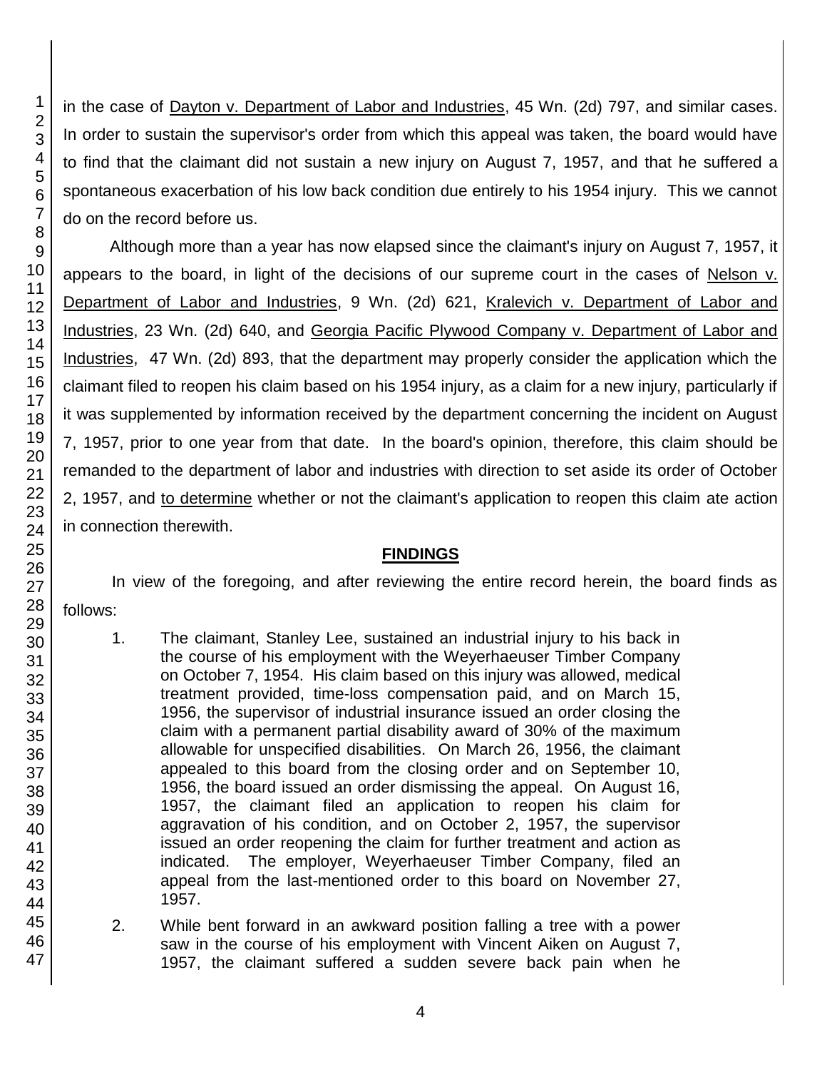in the case of Dayton v. Department of Labor and Industries, 45 Wn. (2d) 797, and similar cases. In order to sustain the supervisor's order from which this appeal was taken, the board would have to find that the claimant did not sustain a new injury on August 7, 1957, and that he suffered a spontaneous exacerbation of his low back condition due entirely to his 1954 injury. This we cannot do on the record before us.

Although more than a year has now elapsed since the claimant's injury on August 7, 1957, it appears to the board, in light of the decisions of our supreme court in the cases of Nelson v. Department of Labor and Industries, 9 Wn. (2d) 621, Kralevich v. Department of Labor and Industries, 23 Wn. (2d) 640, and Georgia Pacific Plywood Company v. Department of Labor and Industries, 47 Wn. (2d) 893, that the department may properly consider the application which the claimant filed to reopen his claim based on his 1954 injury, as a claim for a new injury, particularly if it was supplemented by information received by the department concerning the incident on August 7, 1957, prior to one year from that date. In the board's opinion, therefore, this claim should be remanded to the department of labor and industries with direction to set aside its order of October 2, 1957, and to determine whether or not the claimant's application to reopen this claim ate action in connection therewith.

## FINDINGS

In view of the foregoing, and after reviewing the entire record herein, the board finds as follows:

1. The claimant, Stanley Lee, sustained an industrial injury to his back in the course of his employment with the Weyerhaeuser Timber Company on October 7, 1954. His claim based on this injury was allowed, medical treatment provided, time-loss compensation paid, and on March 15, 1956, the supervisor of industrial insurance issued an order closing the claim with a permanent partial disability award of 30% of the maximum allowable for unspecified disabilities. On March 26, 1956, the claimant appealed to this board from the closing order and on September 10, 1956, the board issued an order dismissing the appeal. On August 16, 1957, the claimant filed an application to reopen his claim for aggravation of his condition, and on October 2, 1957, the supervisor issued an order reopening the claim for further treatment and action as indicated. The employer, Weyerhaeuser Timber Company, filed an appeal from the last-mentioned order to this board on November 27, 1957.

2. While bent forward in an awkward position falling a tree with a power saw in the course of his employment with Vincent Aiken on August 7, 1957, the claimant suffered a sudden severe back pain when he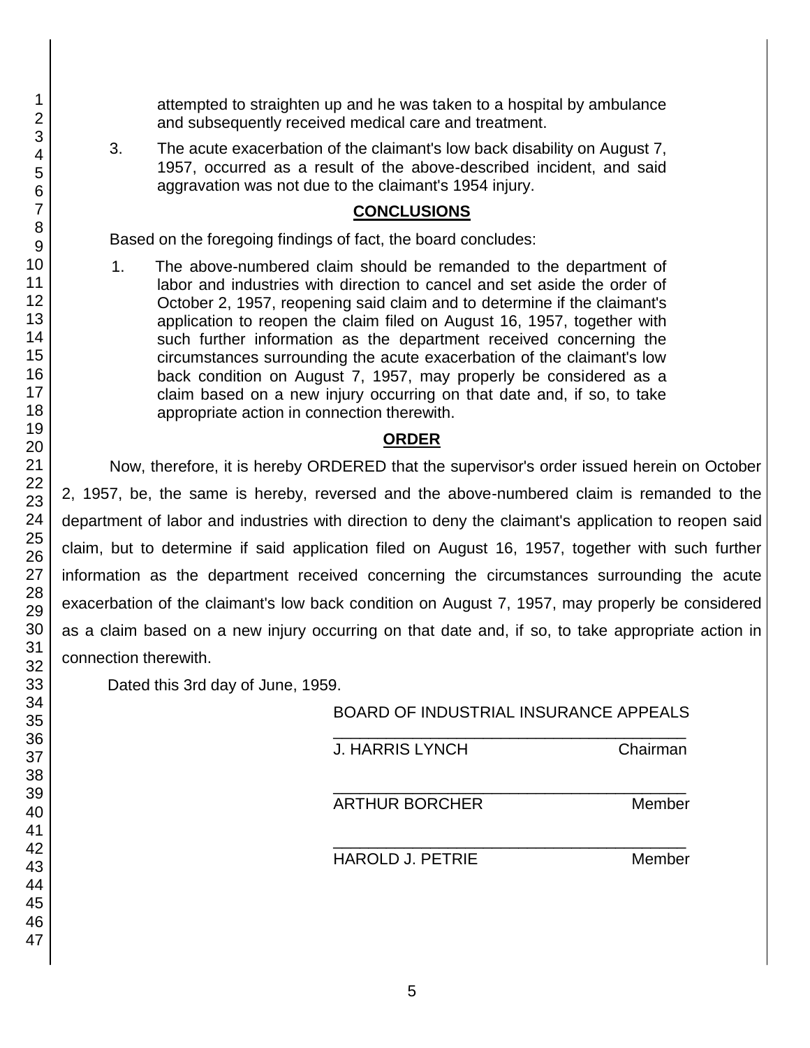attempted to straighten up and he was taken to a hospital by ambulance and subsequently received medical care and treatment.

3. The acute exacerbation of the claimant's low back disability on August 7, 1957, occurred as a result of the above-described incident, and said aggravation was not due to the claimant's 1954 injury.

## CONCLUSIONS

Based on the foregoing findings of fact, the board concludes:

1. The above-numbered claim should be remanded to the department of labor and industries with direction to cancel and set aside the order of October 2, 1957, reopening said claim and to determine if the claimant's application to reopen the claim filed on August 16, 1957, together with such further information as the department received concerning the circumstances surrounding the acute exacerbation of the claimant's low back condition on August 7, 1957, may properly be considered as a claim based on a new injury occurring on that date and, if so, to take appropriate action in connection therewith.

## ORDER

Now, therefore, it is hereby ORDERED that the supervisor's order issued herein on October 2, 1957, be, the same is hereby, reversed and the above-numbered claim is remanded to the department of labor and industries with direction to deny the claimant's application to reopen said claim, but to determine if said application filed on August 16, 1957, together with such further information as the department received concerning the circumstances surrounding the acute exacerbation of the claimant's low back condition on August 7, 1957, may properly be considered as a claim based on a new injury occurring on that date and, if so, to take appropriate action in connection therewith.

Dated this 3rd day of June, 1959.

BOARD OF INDUSTRIAL INSURANCE APPEALS

\_\_\_\_\_\_\_\_\_\_\_\_\_\_\_\_\_\_\_\_\_\_\_\_\_\_\_\_\_\_\_\_\_\_\_\_\_\_\_\_
J. HARRIS LYNCH Chairman

\_\_\_\_\_\_\_\_\_\_\_\_\_\_\_\_\_\_\_\_\_\_\_\_\_\_\_\_\_\_\_\_\_\_\_\_\_\_\_\_
ARTHUR BORCHER Member

\_\_\_\_\_\_\_\_\_\_\_\_\_\_\_\_\_\_\_\_\_\_\_\_\_\_\_\_\_\_\_\_\_\_\_\_\_\_\_\_
HAROLD J. PETRIE Member